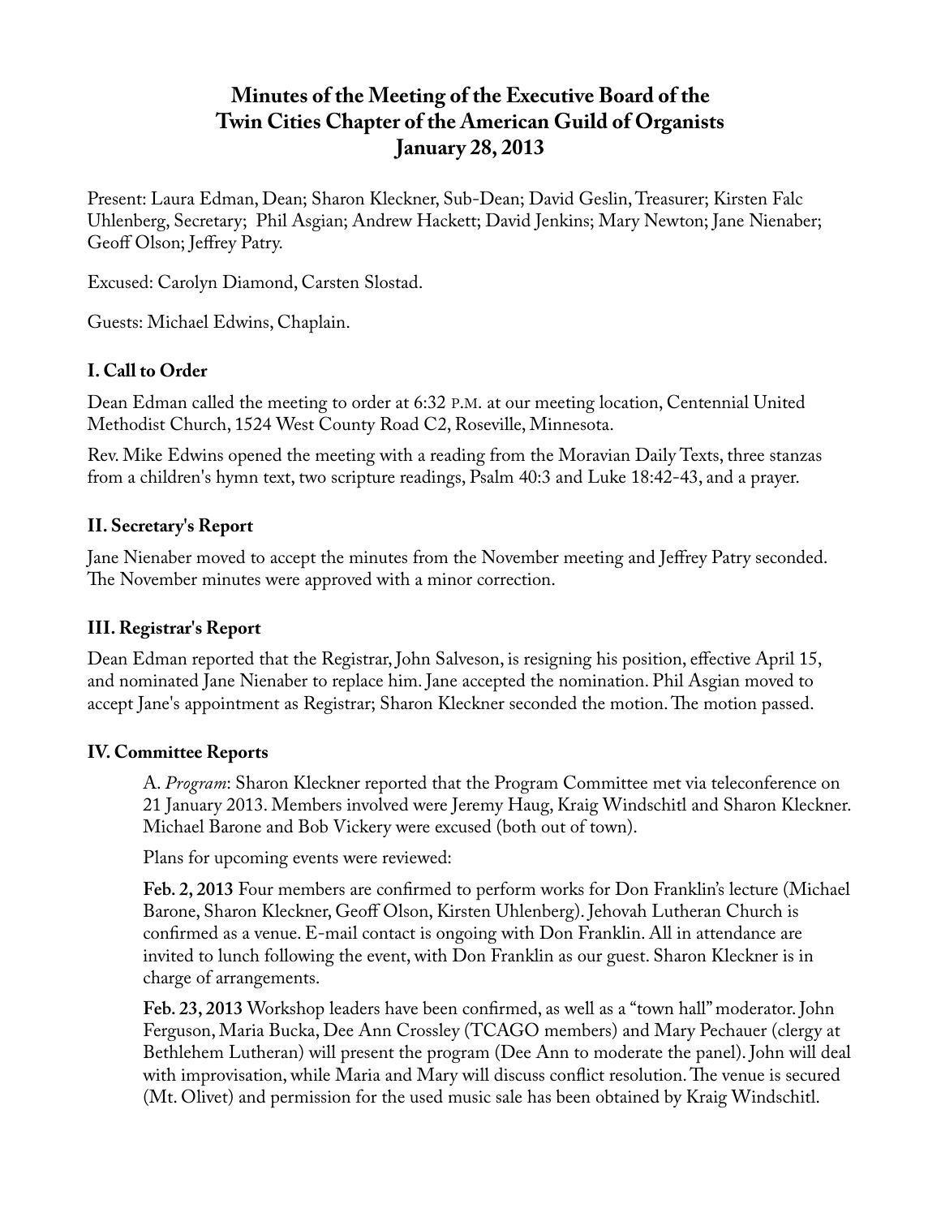# Minutes of the Meeting of the Executive Board of the Twin Cities Chapter of the American Guild of Organists
## January 28, 2013

Present: Laura Edman, Dean; Sharon Kleckner, Sub-Dean; David Geslin, Treasurer; Kirsten Falc Uhlenberg, Secretary; Phil Asgian; Andrew Hackett; David Jenkins; Mary Newton; Jane Nienaber; Geoff Olson; Jeffrey Patry.

Excused: Carolyn Diamond, Carsten Slostad.

Guests: Michael Edwins, Chaplain.

### I. Call to Order

Dean Edman called the meeting to order at 6:32 P.M. at our meeting location, Centennial United Methodist Church, 1524 West County Road C2, Roseville, Minnesota.

Rev. Mike Edwins opened the meeting with a reading from the Moravian Daily Texts, three stanzas from a children's hymn text, two scripture readings, Psalm 40:3 and Luke 18:42-43, and a prayer.

### II. Secretary's Report

Jane Nienaber moved to accept the minutes from the November meeting and Jeffrey Patry seconded. The November minutes were approved with a minor correction.

### III. Registrar's Report

Dean Edman reported that the Registrar, John Salveson, is resigning his position, effective April 15, and nominated Jane Nienaber to replace him. Jane accepted the nomination. Phil Asgian moved to accept Jane's appointment as Registrar; Sharon Kleckner seconded the motion. The motion passed.

### IV. Committee Reports

A. *Program*: Sharon Kleckner reported that the Program Committee met via teleconference on 21 January 2013. Members involved were Jeremy Haug, Kraig Windschitl and Sharon Kleckner. Michael Barone and Bob Vickery were excused (both out of town).

Plans for upcoming events were reviewed:

**Feb. 2, 2013** Four members are confirmed to perform works for Don Franklin's lecture (Michael Barone, Sharon Kleckner, Geoff Olson, Kirsten Uhlenberg). Jehovah Lutheran Church is confirmed as a venue. E-mail contact is ongoing with Don Franklin. All in attendance are invited to lunch following the event, with Don Franklin as our guest. Sharon Kleckner is in charge of arrangements.

**Feb. 23, 2013** Workshop leaders have been confirmed, as well as a "town hall" moderator. John Ferguson, Maria Bucka, Dee Ann Crossley (TCAGO members) and Mary Pechauer (clergy at Bethlehem Lutheran) will present the program (Dee Ann to moderate the panel). John will deal with improvisation, while Maria and Mary will discuss conflict resolution. The venue is secured (Mt. Olivet) and permission for the used music sale has been obtained by Kraig Windschitl.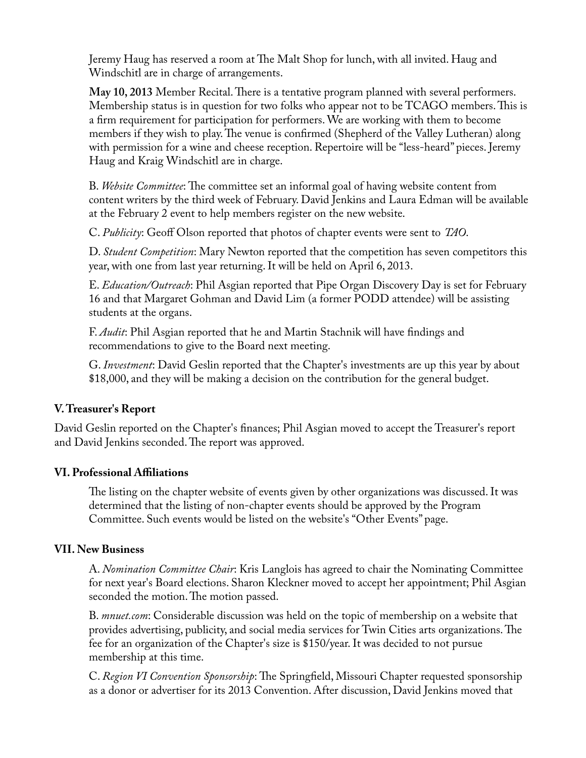Jeremy Haug has reserved a room at The Malt Shop for lunch, with all invited. Haug and Windschitl are in charge of arrangements.

**May 10, 2013** Member Recital. There is a tentative program planned with several performers. Membership status is in question for two folks who appear not to be TCAGO members. This is a firm requirement for participation for performers. We are working with them to become members if they wish to play. The venue is confirmed (Shepherd of the Valley Lutheran) along with permission for a wine and cheese reception. Repertoire will be "less-heard" pieces. Jeremy Haug and Kraig Windschitl are in charge.

B. *Website Committee*: The committee set an informal goal of having website content from content writers by the third week of February. David Jenkins and Laura Edman will be available at the February 2 event to help members register on the new website.

C. *Publicity*: Geoff Olson reported that photos of chapter events were sent to *TAO*.

D. *Student Competition*: Mary Newton reported that the competition has seven competitors this year, with one from last year returning. It will be held on April 6, 2013.

E. *Education/Outreach*: Phil Asgian reported that Pipe Organ Discovery Day is set for February 16 and that Margaret Gohman and David Lim (a former PODD attendee) will be assisting students at the organs.

F. *Audit*: Phil Asgian reported that he and Martin Stachnik will have findings and recommendations to give to the Board next meeting.

G. *Investment*: David Geslin reported that the Chapter's investments are up this year by about $18,000, and they will be making a decision on the contribution for the general budget.

### V. Treasurer's Report

David Geslin reported on the Chapter's finances; Phil Asgian moved to accept the Treasurer's report and David Jenkins seconded. The report was approved.

### VI. Professional Affiliations

The listing on the chapter website of events given by other organizations was discussed. It was determined that the listing of non-chapter events should be approved by the Program Committee. Such events would be listed on the website's "Other Events" page.

### VII. New Business

A. *Nomination Committee Chair*: Kris Langlois has agreed to chair the Nominating Committee for next year's Board elections. Sharon Kleckner moved to accept her appointment; Phil Asgian seconded the motion. The motion passed.

B. *mnuet.com*: Considerable discussion was held on the topic of membership on a website that provides advertising, publicity, and social media services for Twin Cities arts organizations. The fee for an organization of the Chapter's size is $150/year. It was decided to not pursue membership at this time.

C. *Region VI Convention Sponsorship*: The Springfield, Missouri Chapter requested sponsorship as a donor or advertiser for its 2013 Convention. After discussion, David Jenkins moved that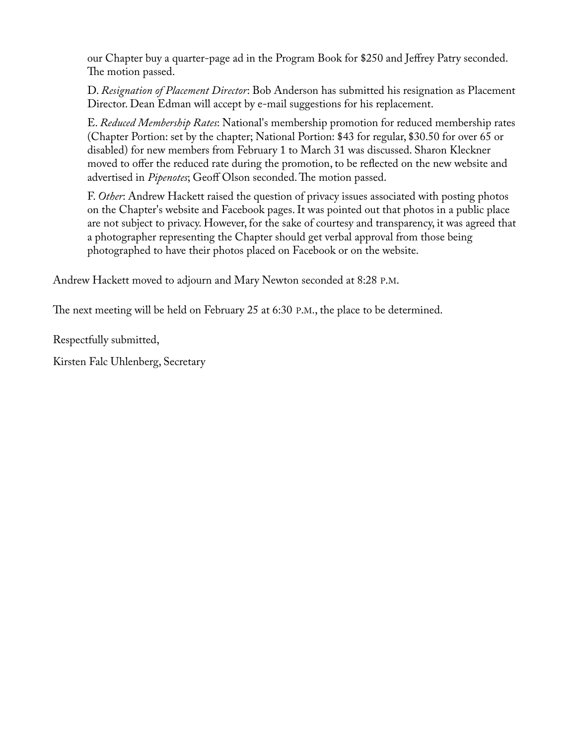our Chapter buy a quarter-page ad in the Program Book for $250 and Jeffrey Patry seconded. The motion passed.

D. *Resignation of Placement Director*: Bob Anderson has submitted his resignation as Placement Director. Dean Edman will accept by e-mail suggestions for his replacement.

E. *Reduced Membership Rates*: National's membership promotion for reduced membership rates (Chapter Portion: set by the chapter; National Portion: $43 for regular, $30.50 for over 65 or disabled) for new members from February 1 to March 31 was discussed. Sharon Kleckner moved to offer the reduced rate during the promotion, to be reflected on the new website and advertised in *Pipenotes*; Geoff Olson seconded. The motion passed.

F. *Other*: Andrew Hackett raised the question of privacy issues associated with posting photos on the Chapter's website and Facebook pages. It was pointed out that photos in a public place are not subject to privacy. However, for the sake of courtesy and transparency, it was agreed that a photographer representing the Chapter should get verbal approval from those being photographed to have their photos placed on Facebook or on the website.

Andrew Hackett moved to adjourn and Mary Newton seconded at 8:28 P.M.

The next meeting will be held on February 25 at 6:30 P.M., the place to be determined.

Respectfully submitted,

Kirsten Falc Uhlenberg, Secretary